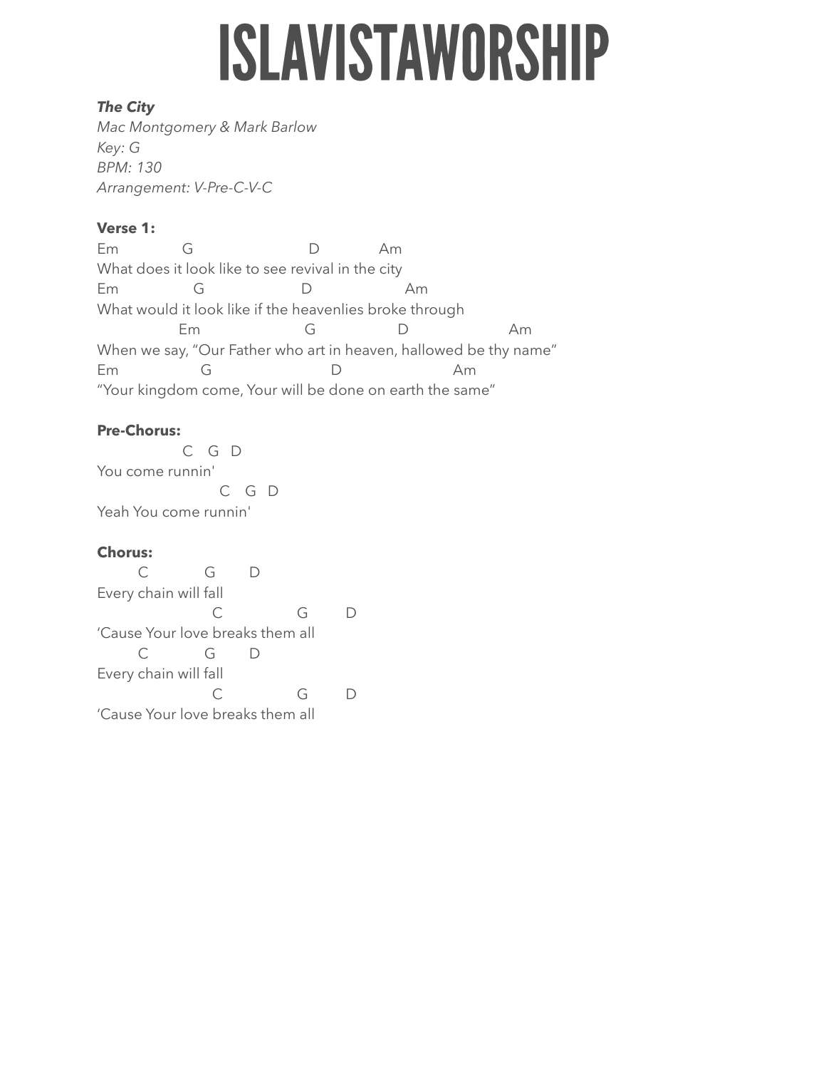# ISLAVISTAWORSHIP

***The City***
*Mac Montgomery & Mark Barlow*
*Key: G*
*BPM: 130*
*Arrangement: V-Pre-C-V-C*

**Verse 1:**

```
Em              G                          D              Am
What does it look like to see revival in the city
Em                  G                       D                      Am
What would it look like if the heavenlies broke through
                  Em                        G                   D                        Am
When we say, "Our Father who art in heaven, hallowed be thy name"
Em                   G                            D                           Am
"Your kingdom come, Your will be done on earth the same"
```

**Pre-Chorus:**

```
                  C    G   D
You come runnin'
                          C    G   D
Yeah You come runnin'
```

**Chorus:**

```
        C             G        D
Every chain will fall
                         C                 G         D
'Cause Your love breaks them all
        C             G        D
Every chain will fall
                         C                 G         D
'Cause Your love breaks them all
```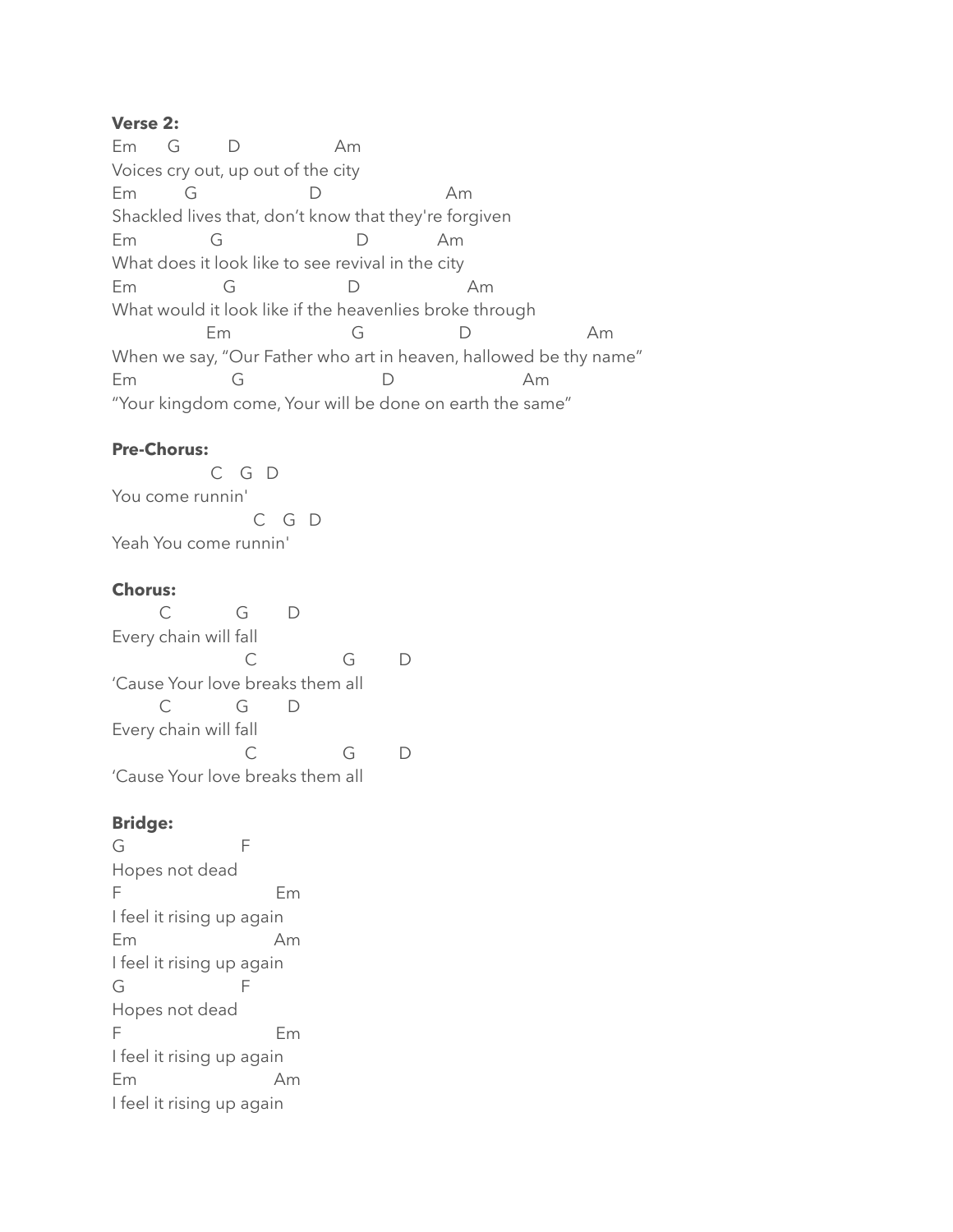**Verse 2:**

```
Em       G          D                   Am
Voices cry out, up out of the city
Em          G                       D                          Am
Shackled lives that, don't know that they're forgiven
Em                G                            D              Am
What does it look like to see revival in the city
Em                   G                        D                       Am
What would it look like if the heavenlies broke through
                   Em                          G                    D                        Am
When we say, "Our Father who art in heaven, hallowed be thy name"
Em                    G                             D                          Am
"Your kingdom come, Your will be done on earth the same"
```

**Pre-Chorus:**

```
                   C    G   D
You come runnin'
                           C    G   D
Yeah You come runnin'
```

**Chorus:**

```
         C             G        D
Every chain will fall
                         C                 G         D
'Cause Your love breaks them all
         C             G        D
Every chain will fall
                         C                 G         D
'Cause Your love breaks them all
```

**Bridge:**

```
G                       F
Hopes not dead
F                              Em
I feel it rising up again
Em                           Am
I feel it rising up again
G                       F
Hopes not dead
F                              Em
I feel it rising up again
Em                           Am
I feel it rising up again
```